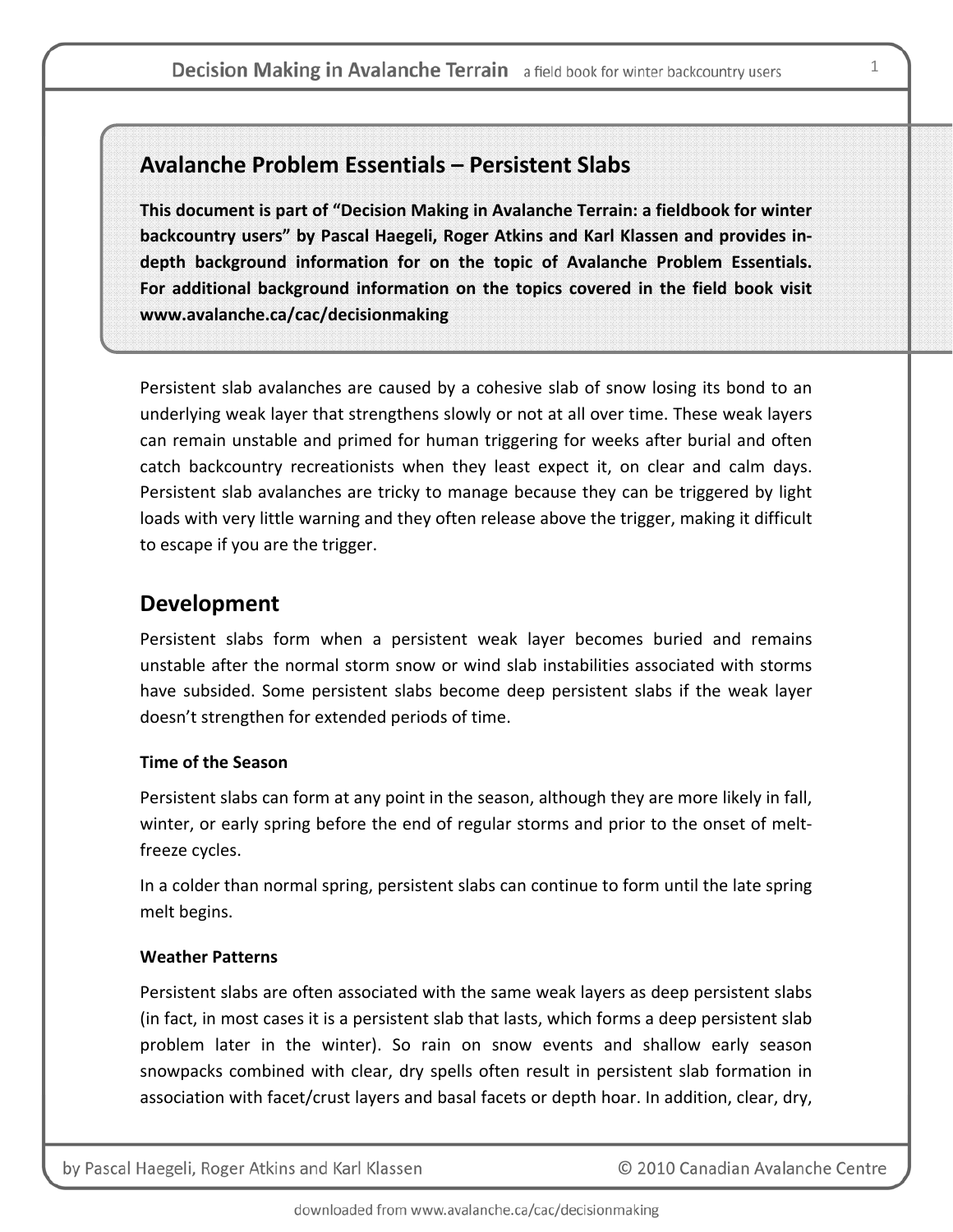## Avalanche Problem Essentials – Persistent Slabs

**This document is part of "Decision Making in Avalanche Terrain: a fieldbook for winter backcountry users" by Pascal Haegeli, Roger Atkins and Karl Klassen and provides in-depth background information for on the topic of Avalanche Problem Essentials. For additional background information on the topics covered in the field book visit www.avalanche.ca/cac/decisionmaking**

Persistent slab avalanches are caused by a cohesive slab of snow losing its bond to an underlying weak layer that strengthens slowly or not at all over time. These weak layers can remain unstable and primed for human triggering for weeks after burial and often catch backcountry recreationists when they least expect it, on clear and calm days. Persistent slab avalanches are tricky to manage because they can be triggered by light loads with very little warning and they often release above the trigger, making it difficult to escape if you are the trigger.

## Development

Persistent slabs form when a persistent weak layer becomes buried and remains unstable after the normal storm snow or wind slab instabilities associated with storms have subsided. Some persistent slabs become deep persistent slabs if the weak layer doesn't strengthen for extended periods of time.

### Time of the Season

Persistent slabs can form at any point in the season, although they are more likely in fall, winter, or early spring before the end of regular storms and prior to the onset of melt-freeze cycles.

In a colder than normal spring, persistent slabs can continue to form until the late spring melt begins.

### Weather Patterns

Persistent slabs are often associated with the same weak layers as deep persistent slabs (in fact, in most cases it is a persistent slab that lasts, which forms a deep persistent slab problem later in the winter). So rain on snow events and shallow early season snowpacks combined with clear, dry spells often result in persistent slab formation in association with facet/crust layers and basal facets or depth hoar. In addition, clear, dry,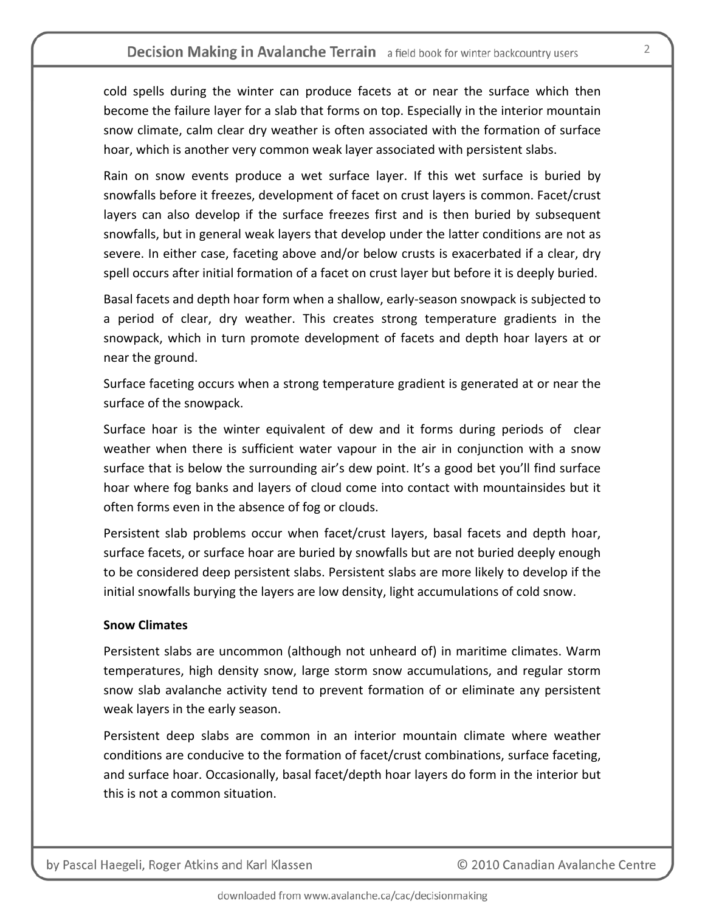cold spells during the winter can produce facets at or near the surface which then become the failure layer for a slab that forms on top. Especially in the interior mountain snow climate, calm clear dry weather is often associated with the formation of surface hoar, which is another very common weak layer associated with persistent slabs.

Rain on snow events produce a wet surface layer. If this wet surface is buried by snowfalls before it freezes, development of facet on crust layers is common. Facet/crust layers can also develop if the surface freezes first and is then buried by subsequent snowfalls, but in general weak layers that develop under the latter conditions are not as severe. In either case, faceting above and/or below crusts is exacerbated if a clear, dry spell occurs after initial formation of a facet on crust layer but before it is deeply buried.

Basal facets and depth hoar form when a shallow, early-season snowpack is subjected to a period of clear, dry weather. This creates strong temperature gradients in the snowpack, which in turn promote development of facets and depth hoar layers at or near the ground.

Surface faceting occurs when a strong temperature gradient is generated at or near the surface of the snowpack.

Surface hoar is the winter equivalent of dew and it forms during periods of clear weather when there is sufficient water vapour in the air in conjunction with a snow surface that is below the surrounding air's dew point. It's a good bet you'll find surface hoar where fog banks and layers of cloud come into contact with mountainsides but it often forms even in the absence of fog or clouds.

Persistent slab problems occur when facet/crust layers, basal facets and depth hoar, surface facets, or surface hoar are buried by snowfalls but are not buried deeply enough to be considered deep persistent slabs. Persistent slabs are more likely to develop if the initial snowfalls burying the layers are low density, light accumulations of cold snow.

**Snow Climates**

Persistent slabs are uncommon (although not unheard of) in maritime climates. Warm temperatures, high density snow, large storm snow accumulations, and regular storm snow slab avalanche activity tend to prevent formation of or eliminate any persistent weak layers in the early season.

Persistent deep slabs are common in an interior mountain climate where weather conditions are conducive to the formation of facet/crust combinations, surface faceting, and surface hoar. Occasionally, basal facet/depth hoar layers do form in the interior but this is not a common situation.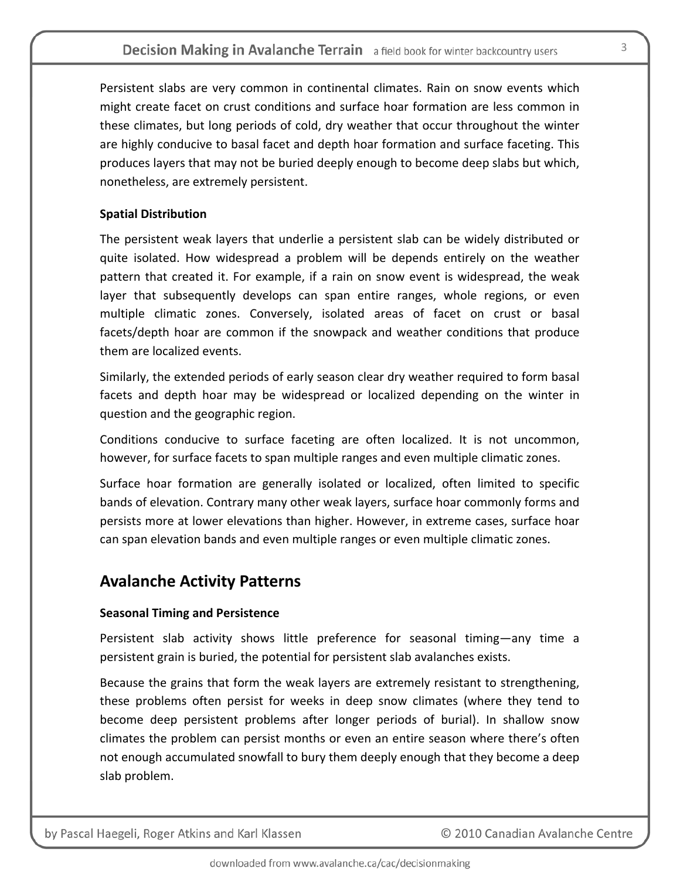Persistent slabs are very common in continental climates. Rain on snow events which might create facet on crust conditions and surface hoar formation are less common in these climates, but long periods of cold, dry weather that occur throughout the winter are highly conducive to basal facet and depth hoar formation and surface faceting. This produces layers that may not be buried deeply enough to become deep slabs but which, nonetheless, are extremely persistent.

### Spatial Distribution

The persistent weak layers that underlie a persistent slab can be widely distributed or quite isolated. How widespread a problem will be depends entirely on the weather pattern that created it. For example, if a rain on snow event is widespread, the weak layer that subsequently develops can span entire ranges, whole regions, or even multiple climatic zones. Conversely, isolated areas of facet on crust or basal facets/depth hoar are common if the snowpack and weather conditions that produce them are localized events.

Similarly, the extended periods of early season clear dry weather required to form basal facets and depth hoar may be widespread or localized depending on the winter in question and the geographic region.

Conditions conducive to surface faceting are often localized. It is not uncommon, however, for surface facets to span multiple ranges and even multiple climatic zones.

Surface hoar formation are generally isolated or localized, often limited to specific bands of elevation. Contrary many other weak layers, surface hoar commonly forms and persists more at lower elevations than higher. However, in extreme cases, surface hoar can span elevation bands and even multiple ranges or even multiple climatic zones.

## Avalanche Activity Patterns

### Seasonal Timing and Persistence

Persistent slab activity shows little preference for seasonal timing—any time a persistent grain is buried, the potential for persistent slab avalanches exists.

Because the grains that form the weak layers are extremely resistant to strengthening, these problems often persist for weeks in deep snow climates (where they tend to become deep persistent problems after longer periods of burial). In shallow snow climates the problem can persist months or even an entire season where there's often not enough accumulated snowfall to bury them deeply enough that they become a deep slab problem.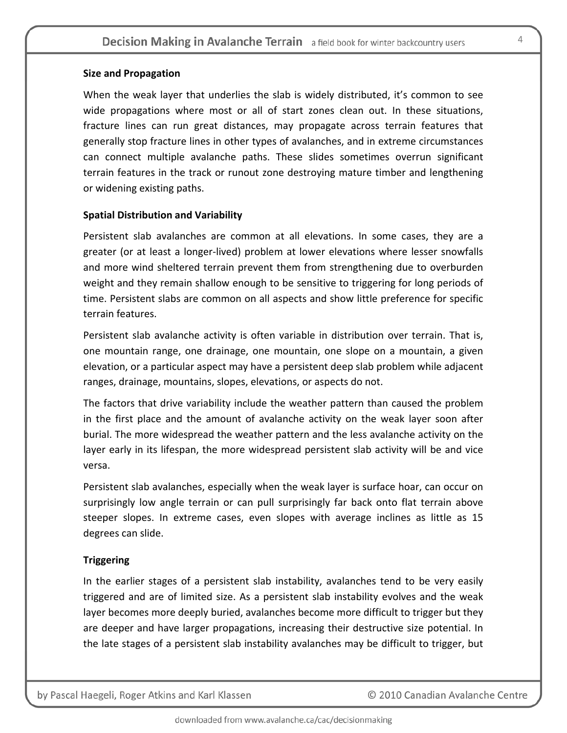**Size and Propagation**

When the weak layer that underlies the slab is widely distributed, it's common to see wide propagations where most or all of start zones clean out. In these situations, fracture lines can run great distances, may propagate across terrain features that generally stop fracture lines in other types of avalanches, and in extreme circumstances can connect multiple avalanche paths. These slides sometimes overrun significant terrain features in the track or runout zone destroying mature timber and lengthening or widening existing paths.

**Spatial Distribution and Variability**

Persistent slab avalanches are common at all elevations. In some cases, they are a greater (or at least a longer-lived) problem at lower elevations where lesser snowfalls and more wind sheltered terrain prevent them from strengthening due to overburden weight and they remain shallow enough to be sensitive to triggering for long periods of time. Persistent slabs are common on all aspects and show little preference for specific terrain features.

Persistent slab avalanche activity is often variable in distribution over terrain. That is, one mountain range, one drainage, one mountain, one slope on a mountain, a given elevation, or a particular aspect may have a persistent deep slab problem while adjacent ranges, drainage, mountains, slopes, elevations, or aspects do not.

The factors that drive variability include the weather pattern than caused the problem in the first place and the amount of avalanche activity on the weak layer soon after burial. The more widespread the weather pattern and the less avalanche activity on the layer early in its lifespan, the more widespread persistent slab activity will be and vice versa.

Persistent slab avalanches, especially when the weak layer is surface hoar, can occur on surprisingly low angle terrain or can pull surprisingly far back onto flat terrain above steeper slopes. In extreme cases, even slopes with average inclines as little as 15 degrees can slide.

**Triggering**

In the earlier stages of a persistent slab instability, avalanches tend to be very easily triggered and are of limited size. As a persistent slab instability evolves and the weak layer becomes more deeply buried, avalanches become more difficult to trigger but they are deeper and have larger propagations, increasing their destructive size potential. In the late stages of a persistent slab instability avalanches may be difficult to trigger, but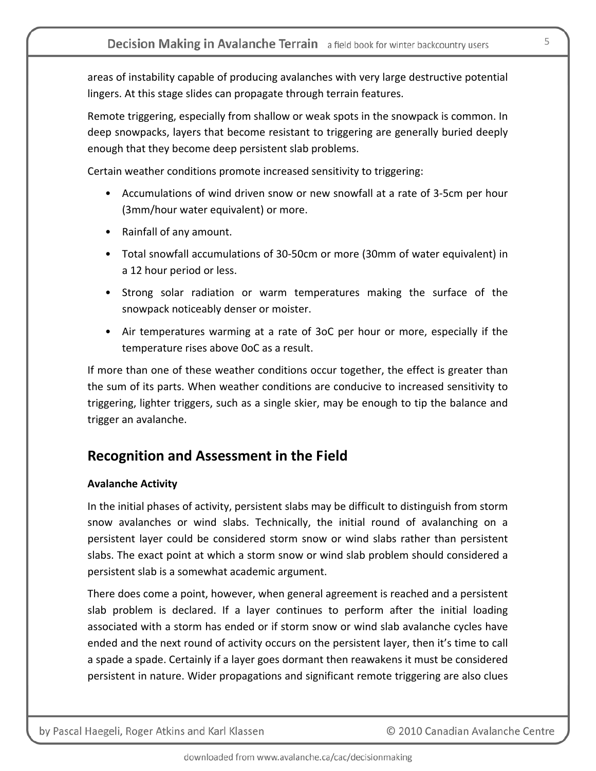areas of instability capable of producing avalanches with very large destructive potential lingers. At this stage slides can propagate through terrain features.

Remote triggering, especially from shallow or weak spots in the snowpack is common. In deep snowpacks, layers that become resistant to triggering are generally buried deeply enough that they become deep persistent slab problems.

Certain weather conditions promote increased sensitivity to triggering:

- Accumulations of wind driven snow or new snowfall at a rate of 3-5cm per hour (3mm/hour water equivalent) or more.
- Rainfall of any amount.
- Total snowfall accumulations of 30-50cm or more (30mm of water equivalent) in a 12 hour period or less.
- Strong solar radiation or warm temperatures making the surface of the snowpack noticeably denser or moister.
- Air temperatures warming at a rate of 3oC per hour or more, especially if the temperature rises above 0oC as a result.

If more than one of these weather conditions occur together, the effect is greater than the sum of its parts. When weather conditions are conducive to increased sensitivity to triggering, lighter triggers, such as a single skier, may be enough to tip the balance and trigger an avalanche.

## Recognition and Assessment in the Field

#### Avalanche Activity

In the initial phases of activity, persistent slabs may be difficult to distinguish from storm snow avalanches or wind slabs. Technically, the initial round of avalanching on a persistent layer could be considered storm snow or wind slabs rather than persistent slabs. The exact point at which a storm snow or wind slab problem should considered a persistent slab is a somewhat academic argument.

There does come a point, however, when general agreement is reached and a persistent slab problem is declared. If a layer continues to perform after the initial loading associated with a storm has ended or if storm snow or wind slab avalanche cycles have ended and the next round of activity occurs on the persistent layer, then it's time to call a spade a spade. Certainly if a layer goes dormant then reawakens it must be considered persistent in nature. Wider propagations and significant remote triggering are also clues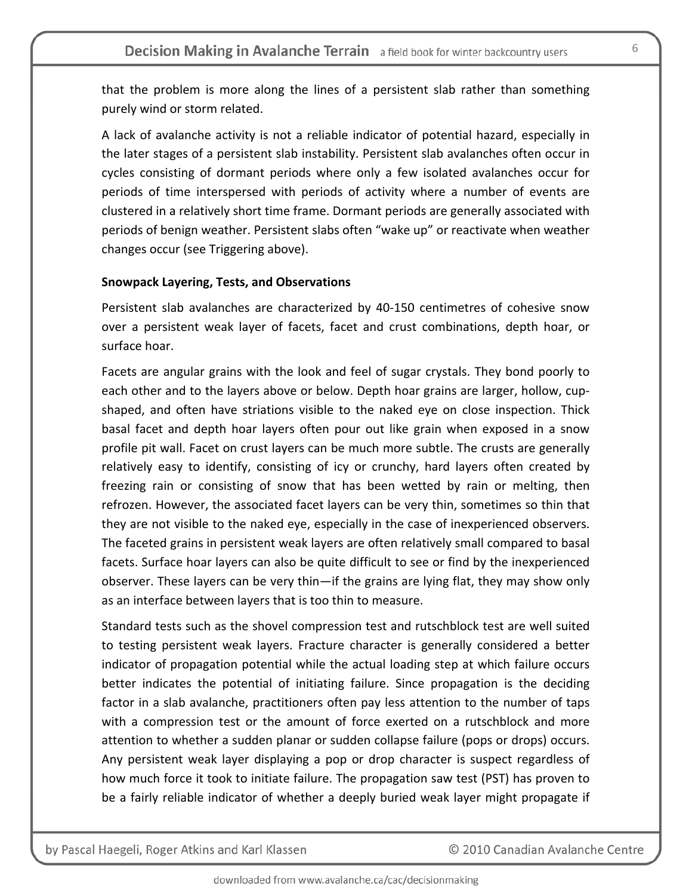that the problem is more along the lines of a persistent slab rather than something purely wind or storm related.

A lack of avalanche activity is not a reliable indicator of potential hazard, especially in the later stages of a persistent slab instability. Persistent slab avalanches often occur in cycles consisting of dormant periods where only a few isolated avalanches occur for periods of time interspersed with periods of activity where a number of events are clustered in a relatively short time frame. Dormant periods are generally associated with periods of benign weather. Persistent slabs often "wake up" or reactivate when weather changes occur (see Triggering above).

**Snowpack Layering, Tests, and Observations**

Persistent slab avalanches are characterized by 40-150 centimetres of cohesive snow over a persistent weak layer of facets, facet and crust combinations, depth hoar, or surface hoar.

Facets are angular grains with the look and feel of sugar crystals. They bond poorly to each other and to the layers above or below. Depth hoar grains are larger, hollow, cup-shaped, and often have striations visible to the naked eye on close inspection. Thick basal facet and depth hoar layers often pour out like grain when exposed in a snow profile pit wall. Facet on crust layers can be much more subtle. The crusts are generally relatively easy to identify, consisting of icy or crunchy, hard layers often created by freezing rain or consisting of snow that has been wetted by rain or melting, then refrozen. However, the associated facet layers can be very thin, sometimes so thin that they are not visible to the naked eye, especially in the case of inexperienced observers. The faceted grains in persistent weak layers are often relatively small compared to basal facets. Surface hoar layers can also be quite difficult to see or find by the inexperienced observer. These layers can be very thin—if the grains are lying flat, they may show only as an interface between layers that is too thin to measure.

Standard tests such as the shovel compression test and rutschblock test are well suited to testing persistent weak layers. Fracture character is generally considered a better indicator of propagation potential while the actual loading step at which failure occurs better indicates the potential of initiating failure. Since propagation is the deciding factor in a slab avalanche, practitioners often pay less attention to the number of taps with a compression test or the amount of force exerted on a rutschblock and more attention to whether a sudden planar or sudden collapse failure (pops or drops) occurs. Any persistent weak layer displaying a pop or drop character is suspect regardless of how much force it took to initiate failure. The propagation saw test (PST) has proven to be a fairly reliable indicator of whether a deeply buried weak layer might propagate if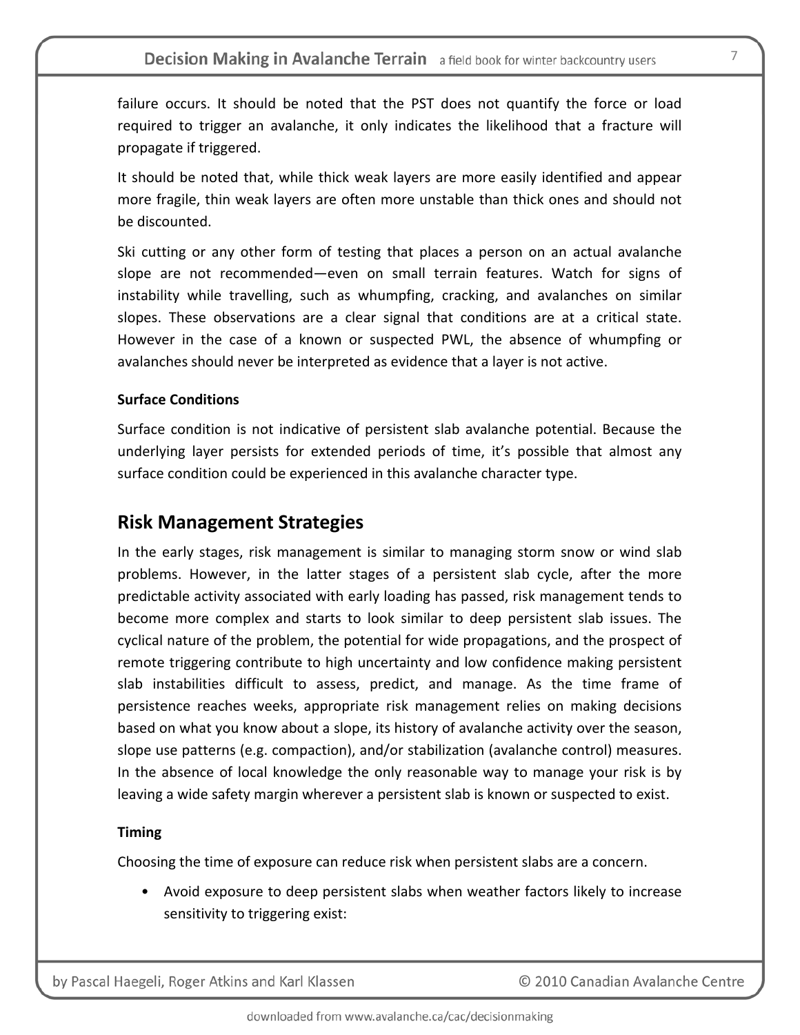failure occurs. It should be noted that the PST does not quantify the force or load required to trigger an avalanche, it only indicates the likelihood that a fracture will propagate if triggered.

It should be noted that, while thick weak layers are more easily identified and appear more fragile, thin weak layers are often more unstable than thick ones and should not be discounted.

Ski cutting or any other form of testing that places a person on an actual avalanche slope are not recommended—even on small terrain features. Watch for signs of instability while travelling, such as whumpfing, cracking, and avalanches on similar slopes. These observations are a clear signal that conditions are at a critical state. However in the case of a known or suspected PWL, the absence of whumpfing or avalanches should never be interpreted as evidence that a layer is not active.

**Surface Conditions**

Surface condition is not indicative of persistent slab avalanche potential. Because the underlying layer persists for extended periods of time, it's possible that almost any surface condition could be experienced in this avalanche character type.

## Risk Management Strategies

In the early stages, risk management is similar to managing storm snow or wind slab problems. However, in the latter stages of a persistent slab cycle, after the more predictable activity associated with early loading has passed, risk management tends to become more complex and starts to look similar to deep persistent slab issues. The cyclical nature of the problem, the potential for wide propagations, and the prospect of remote triggering contribute to high uncertainty and low confidence making persistent slab instabilities difficult to assess, predict, and manage. As the time frame of persistence reaches weeks, appropriate risk management relies on making decisions based on what you know about a slope, its history of avalanche activity over the season, slope use patterns (e.g. compaction), and/or stabilization (avalanche control) measures. In the absence of local knowledge the only reasonable way to manage your risk is by leaving a wide safety margin wherever a persistent slab is known or suspected to exist.

**Timing**

Choosing the time of exposure can reduce risk when persistent slabs are a concern.

- Avoid exposure to deep persistent slabs when weather factors likely to increase sensitivity to triggering exist: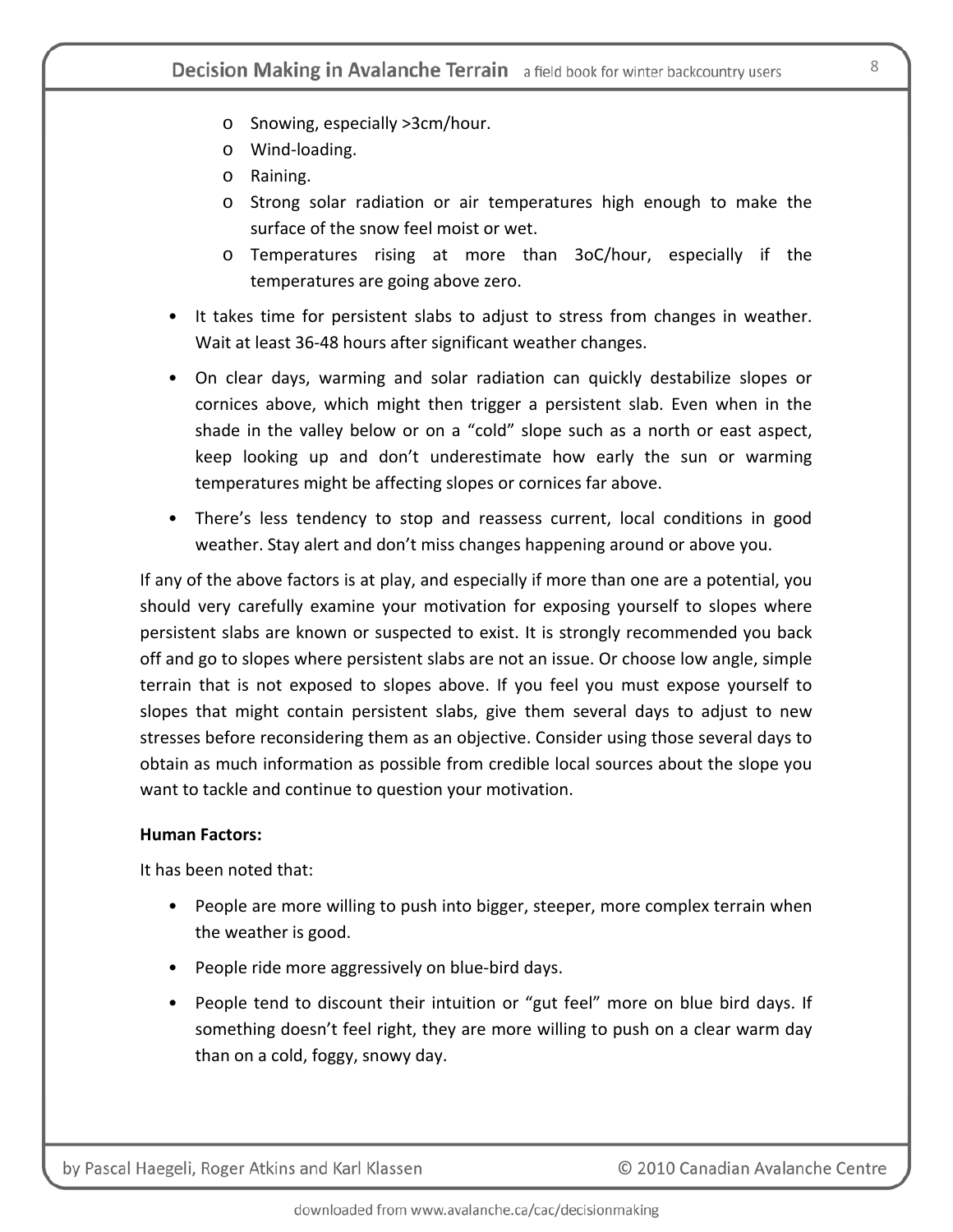- Snowing, especially >3cm/hour.
  - Wind-loading.
  - Raining.
  - Strong solar radiation or air temperatures high enough to make the surface of the snow feel moist or wet.
  - Temperatures rising at more than 3oC/hour, especially if the temperatures are going above zero.
- It takes time for persistent slabs to adjust to stress from changes in weather. Wait at least 36-48 hours after significant weather changes.
- On clear days, warming and solar radiation can quickly destabilize slopes or cornices above, which might then trigger a persistent slab. Even when in the shade in the valley below or on a "cold" slope such as a north or east aspect, keep looking up and don't underestimate how early the sun or warming temperatures might be affecting slopes or cornices far above.
- There's less tendency to stop and reassess current, local conditions in good weather. Stay alert and don't miss changes happening around or above you.

If any of the above factors is at play, and especially if more than one are a potential, you should very carefully examine your motivation for exposing yourself to slopes where persistent slabs are known or suspected to exist. It is strongly recommended you back off and go to slopes where persistent slabs are not an issue. Or choose low angle, simple terrain that is not exposed to slopes above. If you feel you must expose yourself to slopes that might contain persistent slabs, give them several days to adjust to new stresses before reconsidering them as an objective. Consider using those several days to obtain as much information as possible from credible local sources about the slope you want to tackle and continue to question your motivation.

**Human Factors:**

It has been noted that:

- People are more willing to push into bigger, steeper, more complex terrain when the weather is good.
- People ride more aggressively on blue-bird days.
- People tend to discount their intuition or "gut feel" more on blue bird days. If something doesn't feel right, they are more willing to push on a clear warm day than on a cold, foggy, snowy day.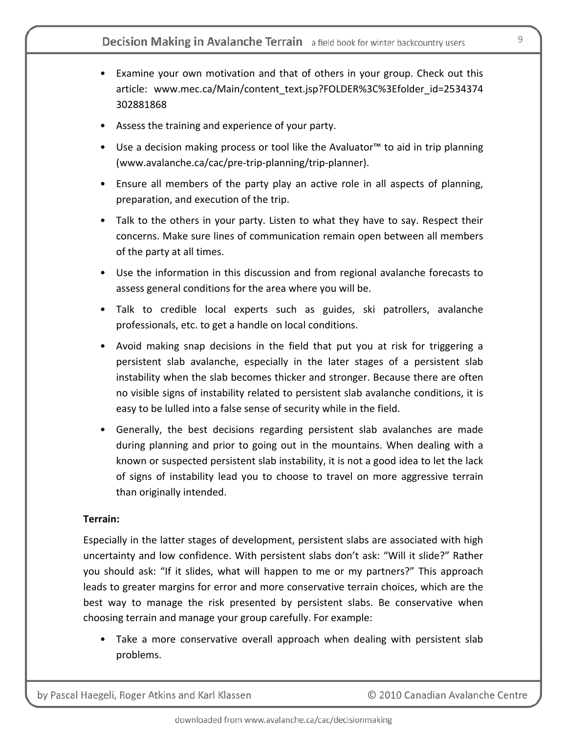- Examine your own motivation and that of others in your group. Check out this article: www.mec.ca/Main/content_text.jsp?FOLDER%3C%3Efolder_id=2534374302881868
- Assess the training and experience of your party.
- Use a decision making process or tool like the Avaluator™ to aid in trip planning (www.avalanche.ca/cac/pre-trip-planning/trip-planner).
- Ensure all members of the party play an active role in all aspects of planning, preparation, and execution of the trip.
- Talk to the others in your party. Listen to what they have to say. Respect their concerns. Make sure lines of communication remain open between all members of the party at all times.
- Use the information in this discussion and from regional avalanche forecasts to assess general conditions for the area where you will be.
- Talk to credible local experts such as guides, ski patrollers, avalanche professionals, etc. to get a handle on local conditions.
- Avoid making snap decisions in the field that put you at risk for triggering a persistent slab avalanche, especially in the later stages of a persistent slab instability when the slab becomes thicker and stronger. Because there are often no visible signs of instability related to persistent slab avalanche conditions, it is easy to be lulled into a false sense of security while in the field.
- Generally, the best decisions regarding persistent slab avalanches are made during planning and prior to going out in the mountains. When dealing with a known or suspected persistent slab instability, it is not a good idea to let the lack of signs of instability lead you to choose to travel on more aggressive terrain than originally intended.

**Terrain:**

Especially in the latter stages of development, persistent slabs are associated with high uncertainty and low confidence. With persistent slabs don't ask: "Will it slide?" Rather you should ask: "If it slides, what will happen to me or my partners?" This approach leads to greater margins for error and more conservative terrain choices, which are the best way to manage the risk presented by persistent slabs. Be conservative when choosing terrain and manage your group carefully. For example:

- Take a more conservative overall approach when dealing with persistent slab problems.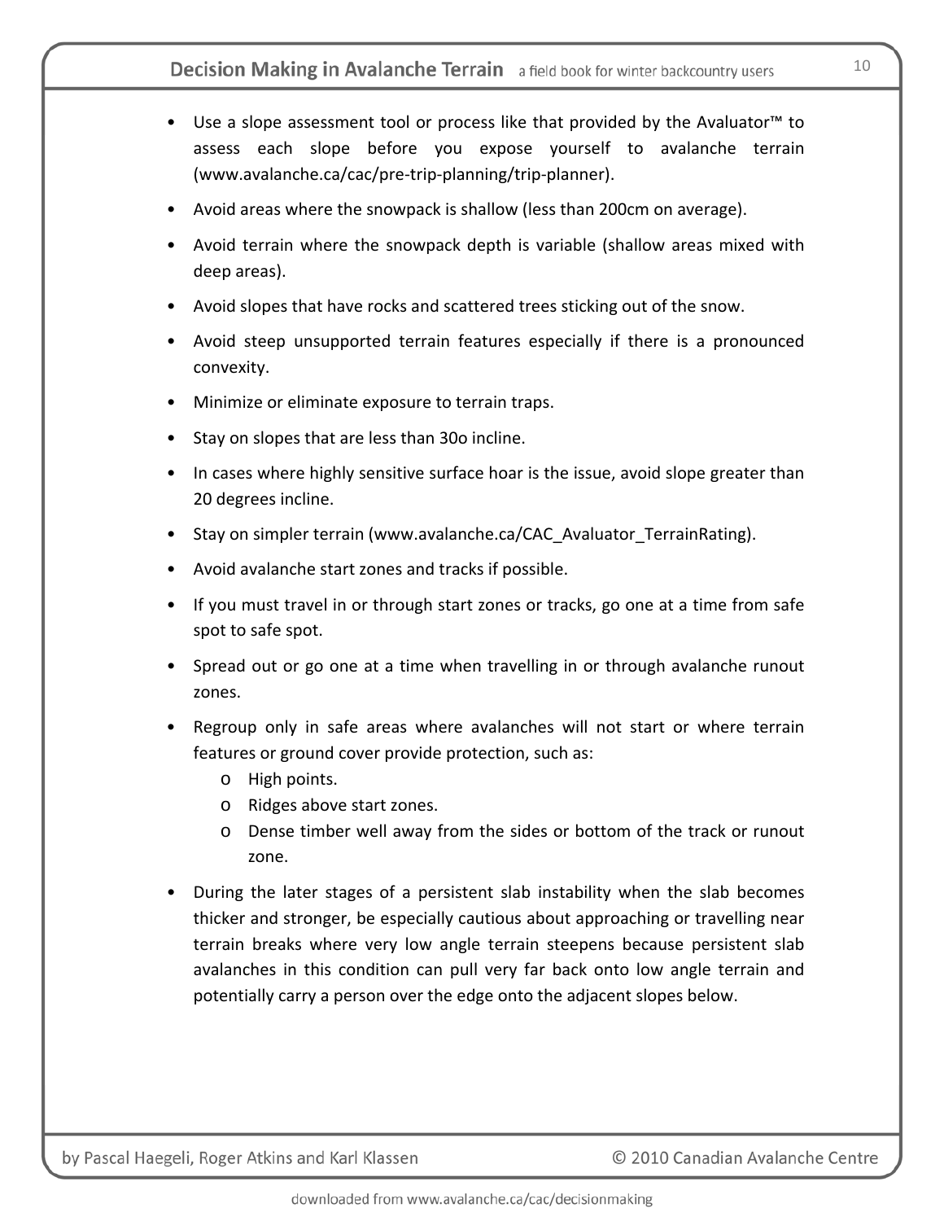- Use a slope assessment tool or process like that provided by the Avaluator™ to assess each slope before you expose yourself to avalanche terrain (www.avalanche.ca/cac/pre-trip-planning/trip-planner).
- Avoid areas where the snowpack is shallow (less than 200cm on average).
- Avoid terrain where the snowpack depth is variable (shallow areas mixed with deep areas).
- Avoid slopes that have rocks and scattered trees sticking out of the snow.
- Avoid steep unsupported terrain features especially if there is a pronounced convexity.
- Minimize or eliminate exposure to terrain traps.
- Stay on slopes that are less than 30o incline.
- In cases where highly sensitive surface hoar is the issue, avoid slope greater than 20 degrees incline.
- Stay on simpler terrain (www.avalanche.ca/CAC_Avaluator_TerrainRating).
- Avoid avalanche start zones and tracks if possible.
- If you must travel in or through start zones or tracks, go one at a time from safe spot to safe spot.
- Spread out or go one at a time when travelling in or through avalanche runout zones.
- Regroup only in safe areas where avalanches will not start or where terrain features or ground cover provide protection, such as:
  - High points.
  - Ridges above start zones.
  - Dense timber well away from the sides or bottom of the track or runout zone.
- During the later stages of a persistent slab instability when the slab becomes thicker and stronger, be especially cautious about approaching or travelling near terrain breaks where very low angle terrain steepens because persistent slab avalanches in this condition can pull very far back onto low angle terrain and potentially carry a person over the edge onto the adjacent slopes below.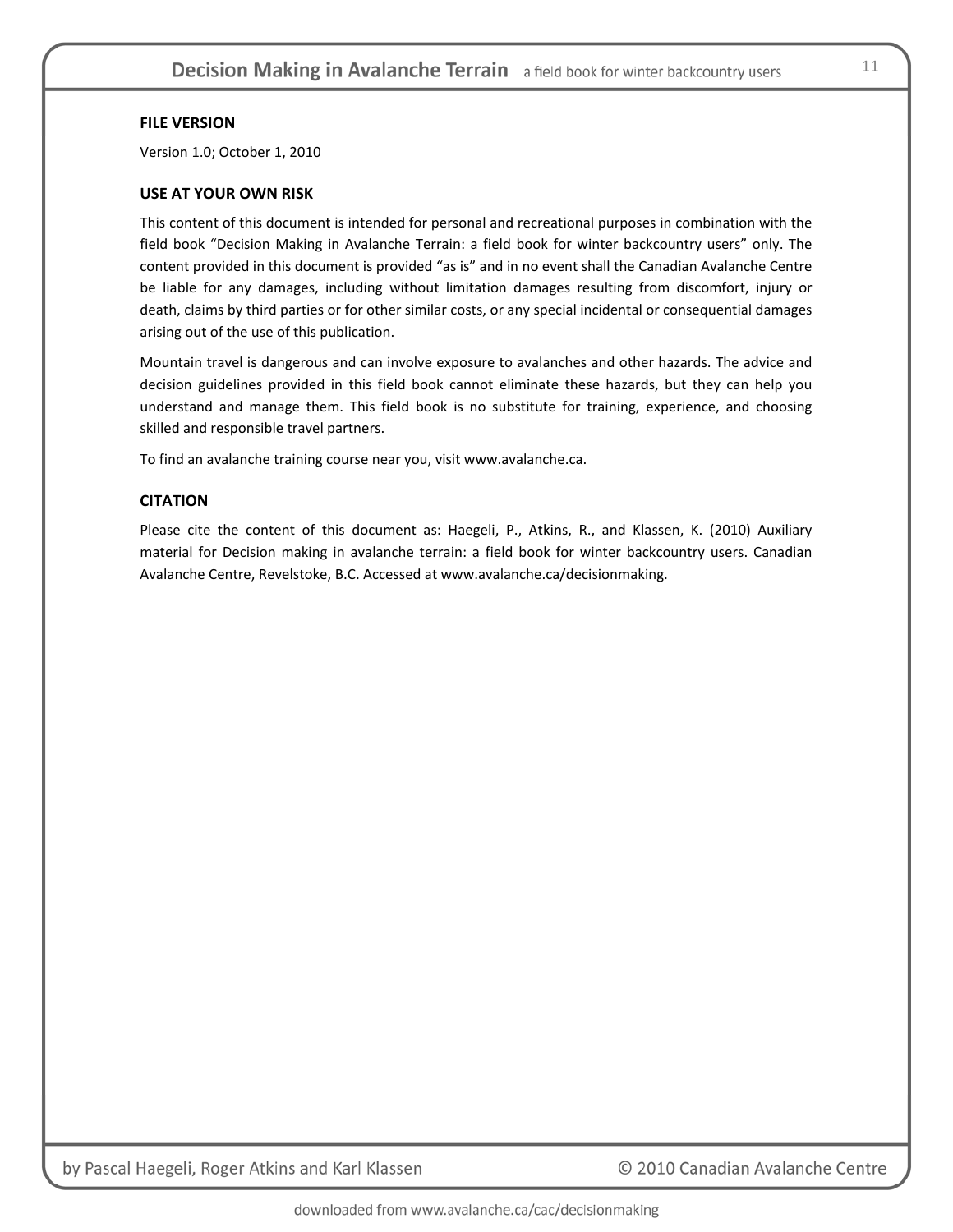## FILE VERSION

Version 1.0; October 1, 2010

## USE AT YOUR OWN RISK

This content of this document is intended for personal and recreational purposes in combination with the field book "Decision Making in Avalanche Terrain: a field book for winter backcountry users" only. The content provided in this document is provided "as is" and in no event shall the Canadian Avalanche Centre be liable for any damages, including without limitation damages resulting from discomfort, injury or death, claims by third parties or for other similar costs, or any special incidental or consequential damages arising out of the use of this publication.

Mountain travel is dangerous and can involve exposure to avalanches and other hazards. The advice and decision guidelines provided in this field book cannot eliminate these hazards, but they can help you understand and manage them. This field book is no substitute for training, experience, and choosing skilled and responsible travel partners.

To find an avalanche training course near you, visit www.avalanche.ca.

## CITATION

Please cite the content of this document as: Haegeli, P., Atkins, R., and Klassen, K. (2010) Auxiliary material for Decision making in avalanche terrain: a field book for winter backcountry users. Canadian Avalanche Centre, Revelstoke, B.C. Accessed at www.avalanche.ca/decisionmaking.